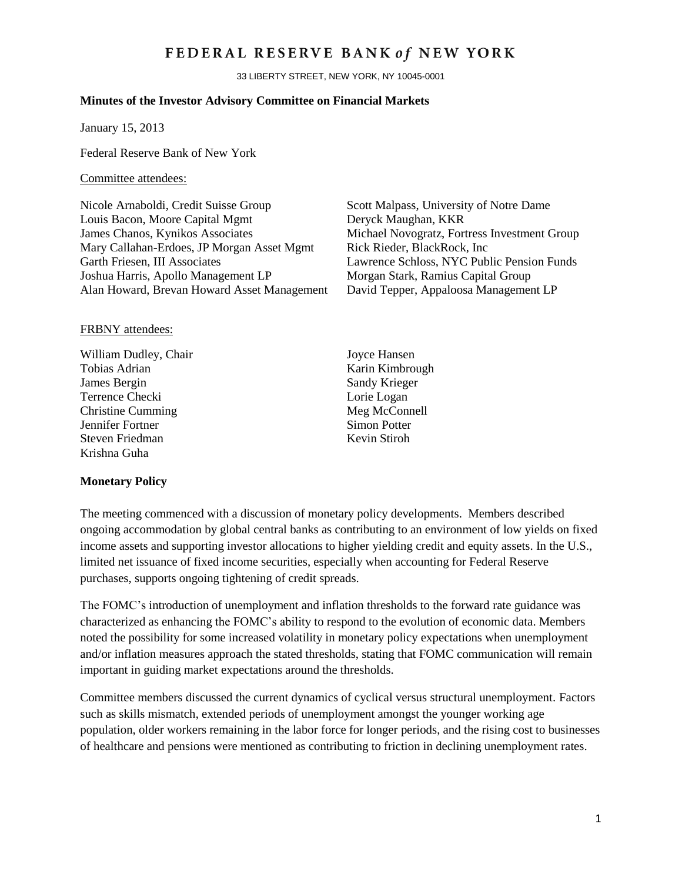# FEDERAL RESERVE BANK *of* NEW YORK

33 LIBERTY STREET, NEW YORK, NY 10045-0001

**Minutes of the Investor Advisory Committee on Financial Markets**

January 15, 2013

Federal Reserve Bank of New York

Committee attendees:

Nicole Arnaboldi, Credit Suisse Group
Louis Bacon, Moore Capital Mgmt
James Chanos, Kynikos Associates
Mary Callahan-Erdoes, JP Morgan Asset Mgmt
Garth Friesen, III Associates
Joshua Harris, Apollo Management LP
Alan Howard, Brevan Howard Asset Management
Scott Malpass, University of Notre Dame
Deryck Maughan, KKR
Michael Novogratz, Fortress Investment Group
Rick Rieder, BlackRock, Inc
Lawrence Schloss, NYC Public Pension Funds
Morgan Stark, Ramius Capital Group
David Tepper, Appaloosa Management LP

FRBNY attendees:

William Dudley, Chair
Tobias Adrian
James Bergin
Terrence Checki
Christine Cumming
Jennifer Fortner
Steven Friedman
Krishna Guha
Joyce Hansen
Karin Kimbrough
Sandy Krieger
Lorie Logan
Meg McConnell
Simon Potter
Kevin Stiroh

**Monetary Policy**

The meeting commenced with a discussion of monetary policy developments. Members described ongoing accommodation by global central banks as contributing to an environment of low yields on fixed income assets and supporting investor allocations to higher yielding credit and equity assets. In the U.S., limited net issuance of fixed income securities, especially when accounting for Federal Reserve purchases, supports ongoing tightening of credit spreads.

The FOMC's introduction of unemployment and inflation thresholds to the forward rate guidance was characterized as enhancing the FOMC's ability to respond to the evolution of economic data. Members noted the possibility for some increased volatility in monetary policy expectations when unemployment and/or inflation measures approach the stated thresholds, stating that FOMC communication will remain important in guiding market expectations around the thresholds.

Committee members discussed the current dynamics of cyclical versus structural unemployment. Factors such as skills mismatch, extended periods of unemployment amongst the younger working age population, older workers remaining in the labor force for longer periods, and the rising cost to businesses of healthcare and pensions were mentioned as contributing to friction in declining unemployment rates.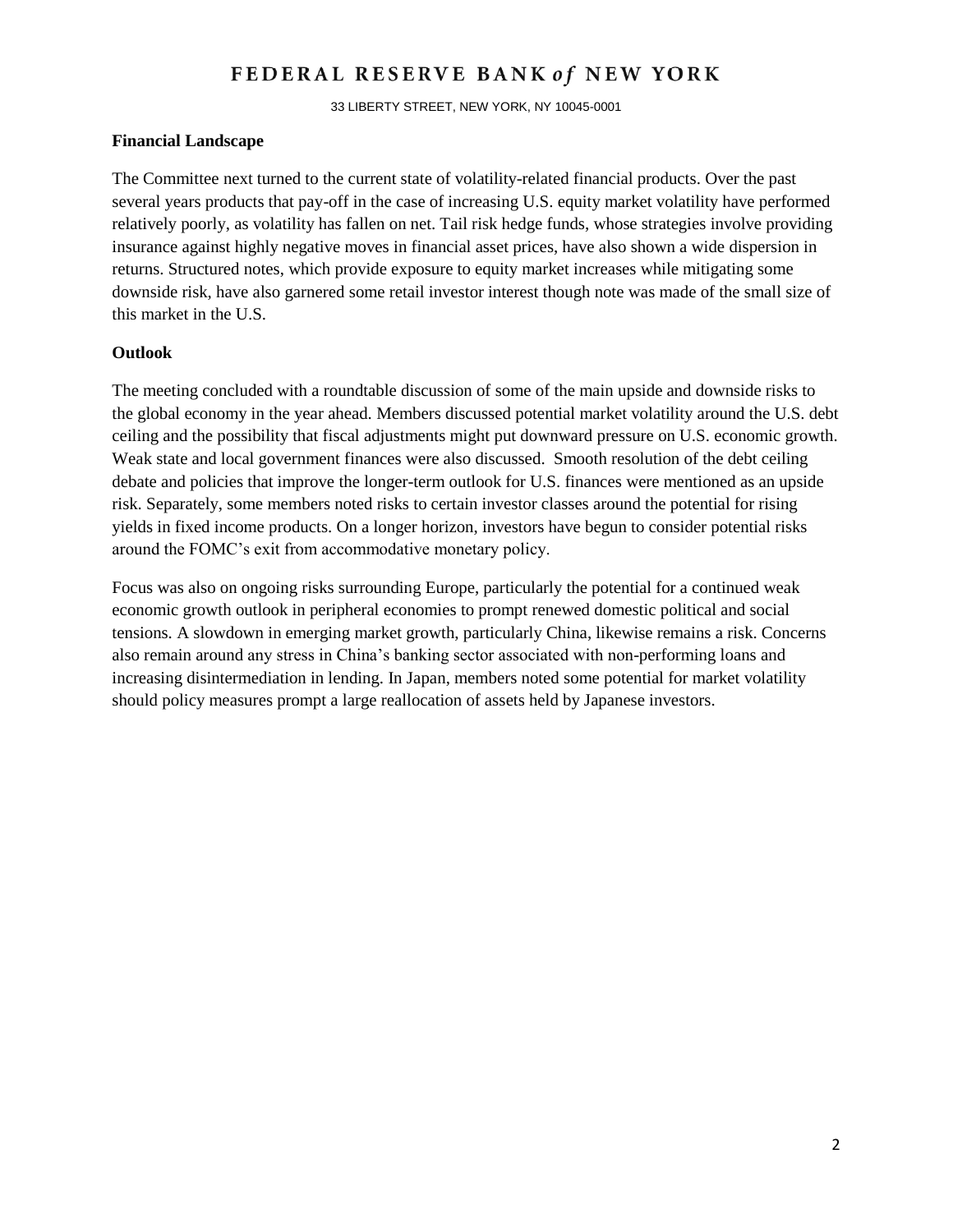**Financial Landscape**

The Committee next turned to the current state of volatility-related financial products. Over the past several years products that pay-off in the case of increasing U.S. equity market volatility have performed relatively poorly, as volatility has fallen on net. Tail risk hedge funds, whose strategies involve providing insurance against highly negative moves in financial asset prices, have also shown a wide dispersion in returns. Structured notes, which provide exposure to equity market increases while mitigating some downside risk, have also garnered some retail investor interest though note was made of the small size of this market in the U.S.

**Outlook**

The meeting concluded with a roundtable discussion of some of the main upside and downside risks to the global economy in the year ahead. Members discussed potential market volatility around the U.S. debt ceiling and the possibility that fiscal adjustments might put downward pressure on U.S. economic growth. Weak state and local government finances were also discussed. Smooth resolution of the debt ceiling debate and policies that improve the longer-term outlook for U.S. finances were mentioned as an upside risk. Separately, some members noted risks to certain investor classes around the potential for rising yields in fixed income products. On a longer horizon, investors have begun to consider potential risks around the FOMC's exit from accommodative monetary policy.

Focus was also on ongoing risks surrounding Europe, particularly the potential for a continued weak economic growth outlook in peripheral economies to prompt renewed domestic political and social tensions. A slowdown in emerging market growth, particularly China, likewise remains a risk. Concerns also remain around any stress in China's banking sector associated with non-performing loans and increasing disintermediation in lending. In Japan, members noted some potential for market volatility should policy measures prompt a large reallocation of assets held by Japanese investors.